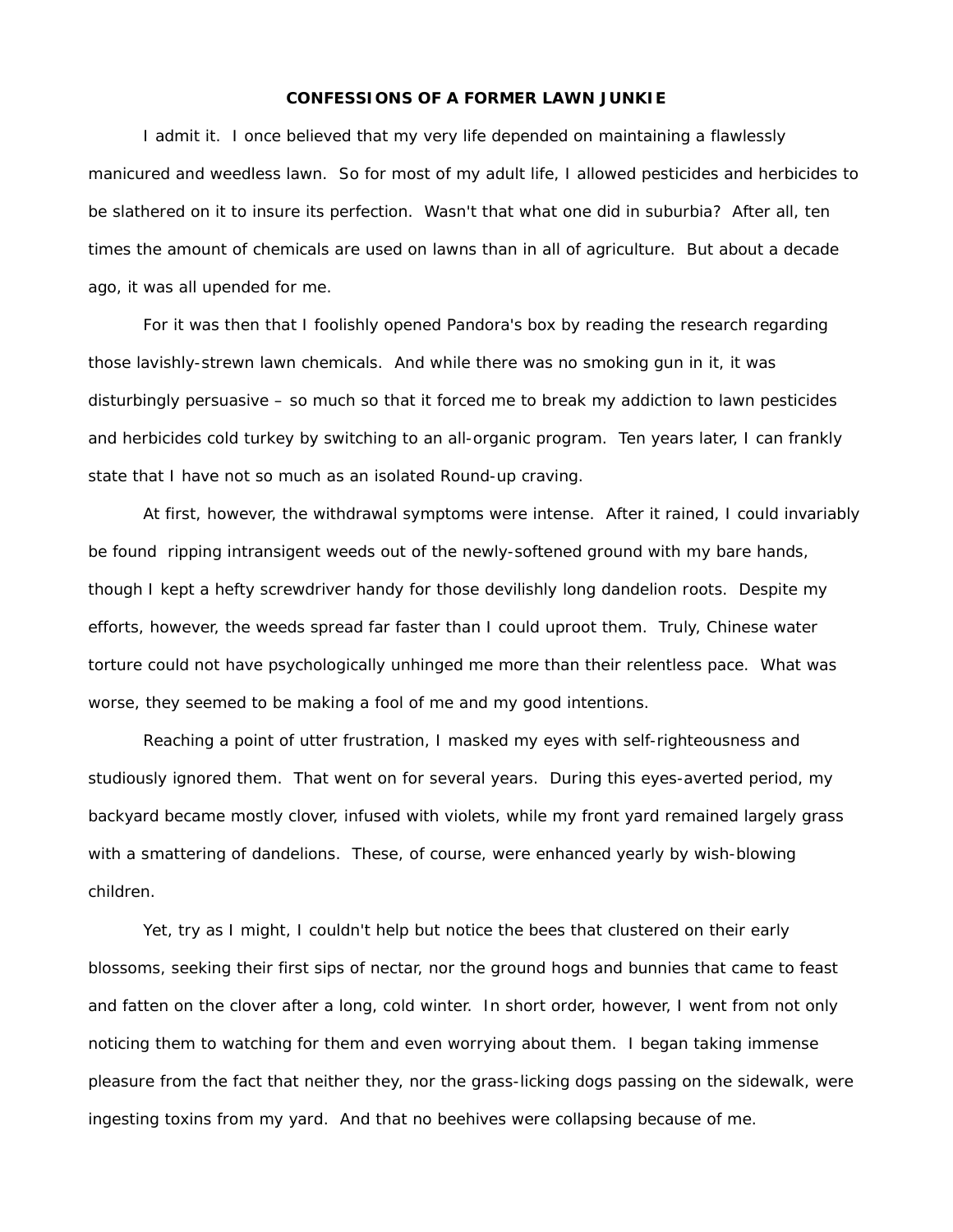# CONFESSIONS OF A FORMER LAWN JUNKIE

I admit it. I once believed that my very life depended on maintaining a flawlessly manicured and weedless lawn. So for most of my adult life, I allowed pesticides and herbicides to be slathered on it to insure its perfection. Wasn't that what one did in suburbia? After all, ten times the amount of chemicals are used on lawns than in all of agriculture. But about a decade ago, it was all upended for me.

For it was then that I foolishly opened Pandora's box by reading the research regarding those lavishly-strewn lawn chemicals. And while there was no smoking gun in it, it was disturbingly persuasive – so much so that it forced me to break my addiction to lawn pesticides and herbicides cold turkey by switching to an all-organic program. Ten years later, I can frankly state that I have not so much as an isolated Round-up craving.

At first, however, the withdrawal symptoms were intense. After it rained, I could invariably be found ripping intransigent weeds out of the newly-softened ground with my bare hands, though I kept a hefty screwdriver handy for those devilishly long dandelion roots. Despite my efforts, however, the weeds spread far faster than I could uproot them. Truly, Chinese water torture could not have psychologically unhinged me more than their relentless pace. What was worse, they seemed to be making a fool of me and my good intentions.

Reaching a point of utter frustration, I masked my eyes with self-righteousness and studiously ignored them. That went on for several years. During this eyes-averted period, my backyard became mostly clover, infused with violets, while my front yard remained largely grass with a smattering of dandelions. These, of course, were enhanced yearly by wish-blowing children.

Yet, try as I might, I couldn't help but notice the bees that clustered on their early blossoms, seeking their first sips of nectar, nor the ground hogs and bunnies that came to feast and fatten on the clover after a long, cold winter. In short order, however, I went from not only noticing them to watching for them and even worrying about them. I began taking immense pleasure from the fact that neither they, nor the grass-licking dogs passing on the sidewalk, were ingesting toxins from my yard. And that no beehives were collapsing because of me.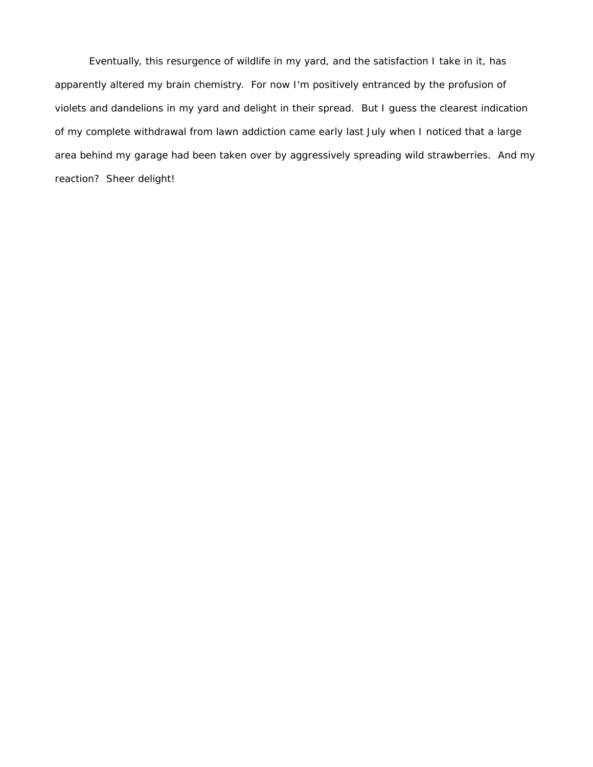Eventually, this resurgence of wildlife in my yard, and the satisfaction I take in it, has apparently altered my brain chemistry.  For now I'm positively entranced by the profusion of violets and dandelions in my yard and delight in their spread.  But I guess the clearest indication of my complete withdrawal from lawn addiction came early last July when I noticed that a large area behind my garage had been taken over by aggressively spreading wild strawberries.  And my reaction?  Sheer delight!